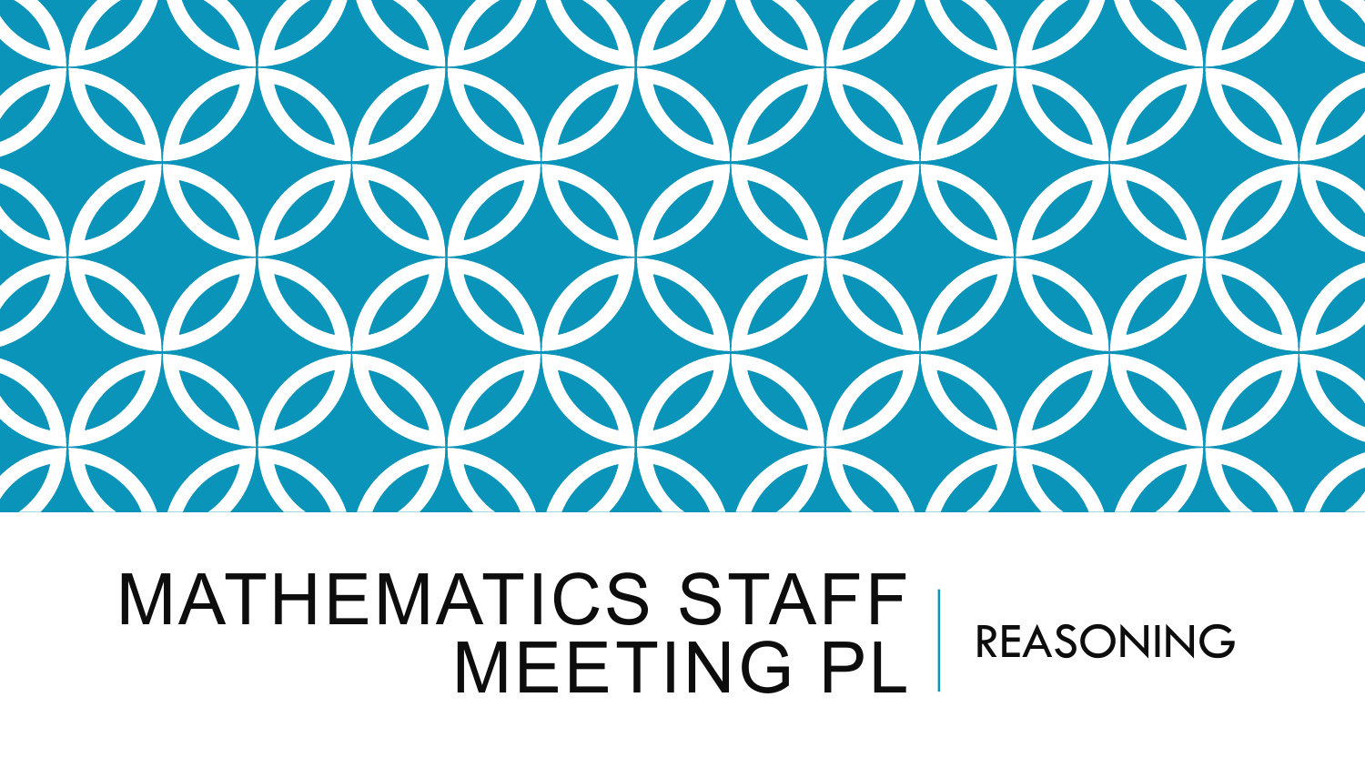# MATHEMATICS STAFF MEETING PL

## REASONING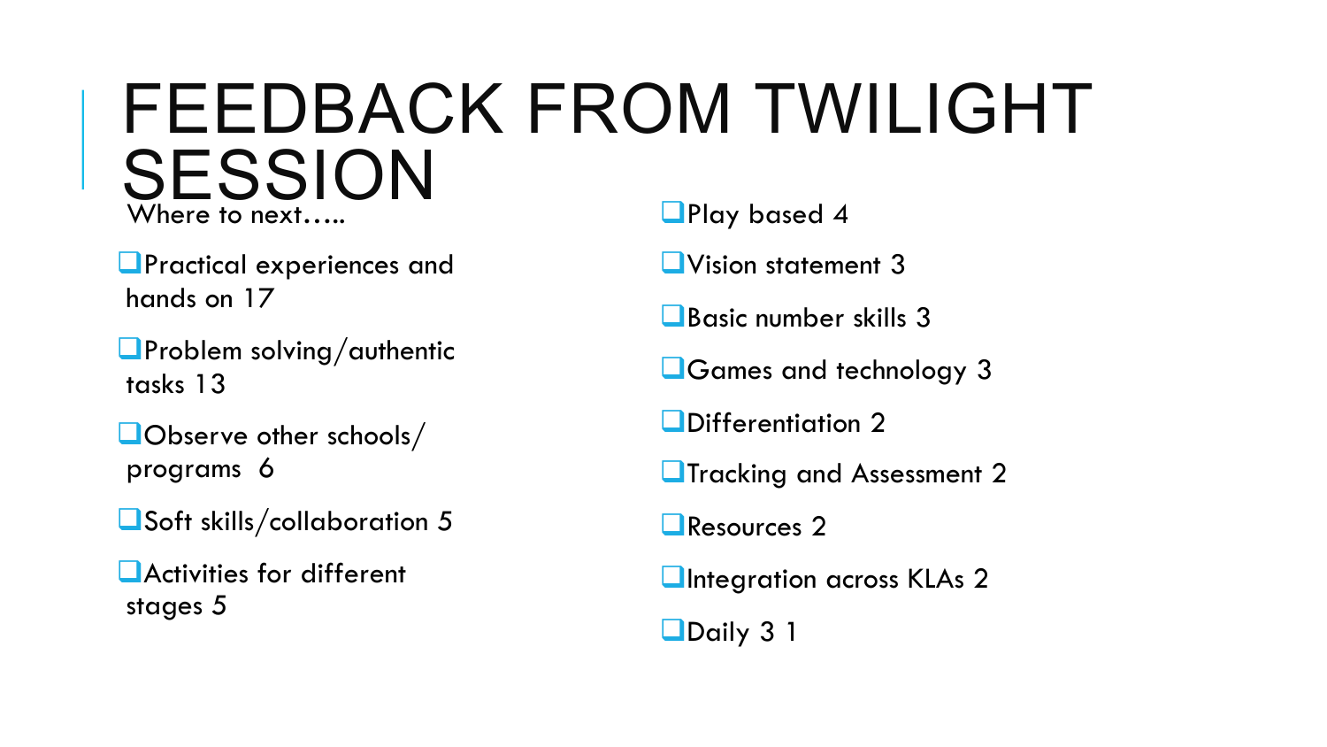# FEEDBACK FROM TWILIGHT SESSION

Where to next…..

- Practical experiences and hands on 17
- Problem solving/authentic tasks 13
- Observe other schools/ programs 6
- Soft skills/collaboration 5
- Activities for different stages 5
- Play based 4
- Vision statement 3
- Basic number skills 3
- Games and technology 3
- Differentiation 2
- Tracking and Assessment 2
- Resources 2
- Integration across KLAs 2
- Daily 3 1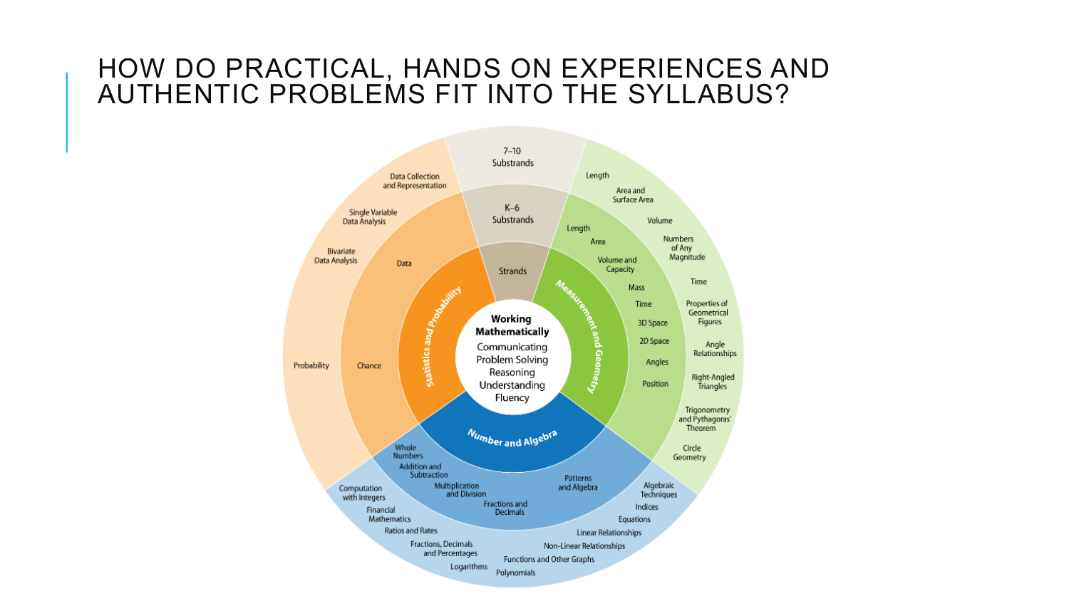# HOW DO PRACTICAL, HANDS ON EXPERIENCES AND AUTHENTIC PROBLEMS FIT INTO THE SYLLABUS?

**Working Mathematically**
- Communicating
- Problem Solving
- Reasoning
- Understanding
- Fluency

Strands | K–6 Substrands | 7–10 Substrands

**Statistics and Probability**
- K–6 Substrands: Data, Chance
- 7–10 Substrands: Data Collection and Representation, Single Variable Data Analysis, Bivariate Data Analysis, Probability

**Measurement and Geometry**
- K–6 Substrands: Length, Area, Volume and Capacity, Mass, Time, 3D Space, 2D Space, Angles, Position
- 7–10 Substrands: Length, Area and Surface Area, Volume, Numbers of Any Magnitude, Time, Properties of Geometrical Figures, Angle Relationships, Right-Angled Triangles, Trigonometry and Pythagoras' Theorem, Circle Geometry

**Number and Algebra**
- K–6 Substrands: Whole Numbers, Addition and Subtraction, Multiplication and Division, Fractions and Decimals, Patterns and Algebra
- 7–10 Substrands: Computation with Integers, Financial Mathematics, Ratios and Rates, Fractions, Decimals and Percentages, Logarithms, Polynomials, Functions and Other Graphs, Non-Linear Relationships, Linear Relationships, Equations, Indices, Algebraic Techniques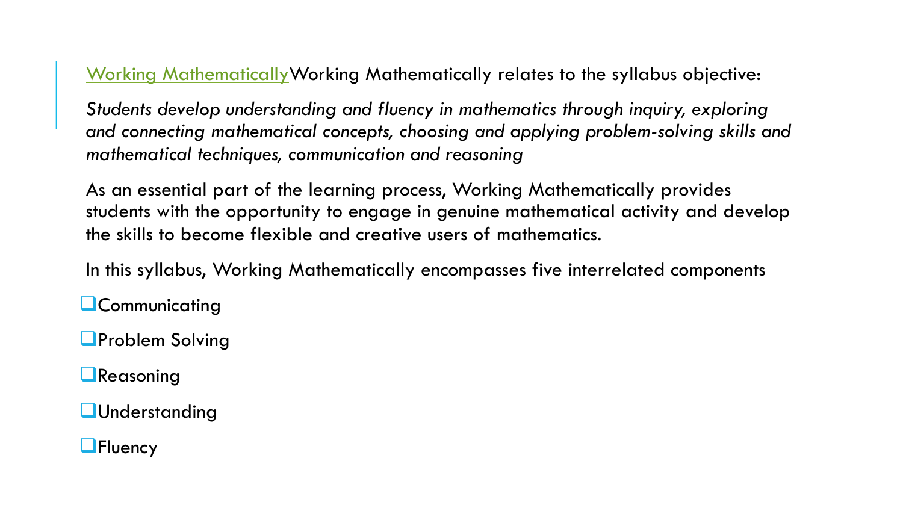Working MathematicallyWorking Mathematically relates to the syllabus objective:

*Students develop understanding and fluency in mathematics through inquiry, exploring and connecting mathematical concepts, choosing and applying problem-solving skills and mathematical techniques, communication and reasoning*

As an essential part of the learning process, Working Mathematically provides students with the opportunity to engage in genuine mathematical activity and develop the skills to become flexible and creative users of mathematics.

In this syllabus, Working Mathematically encompasses five interrelated components

- Communicating
- Problem Solving
- Reasoning
- Understanding
- Fluency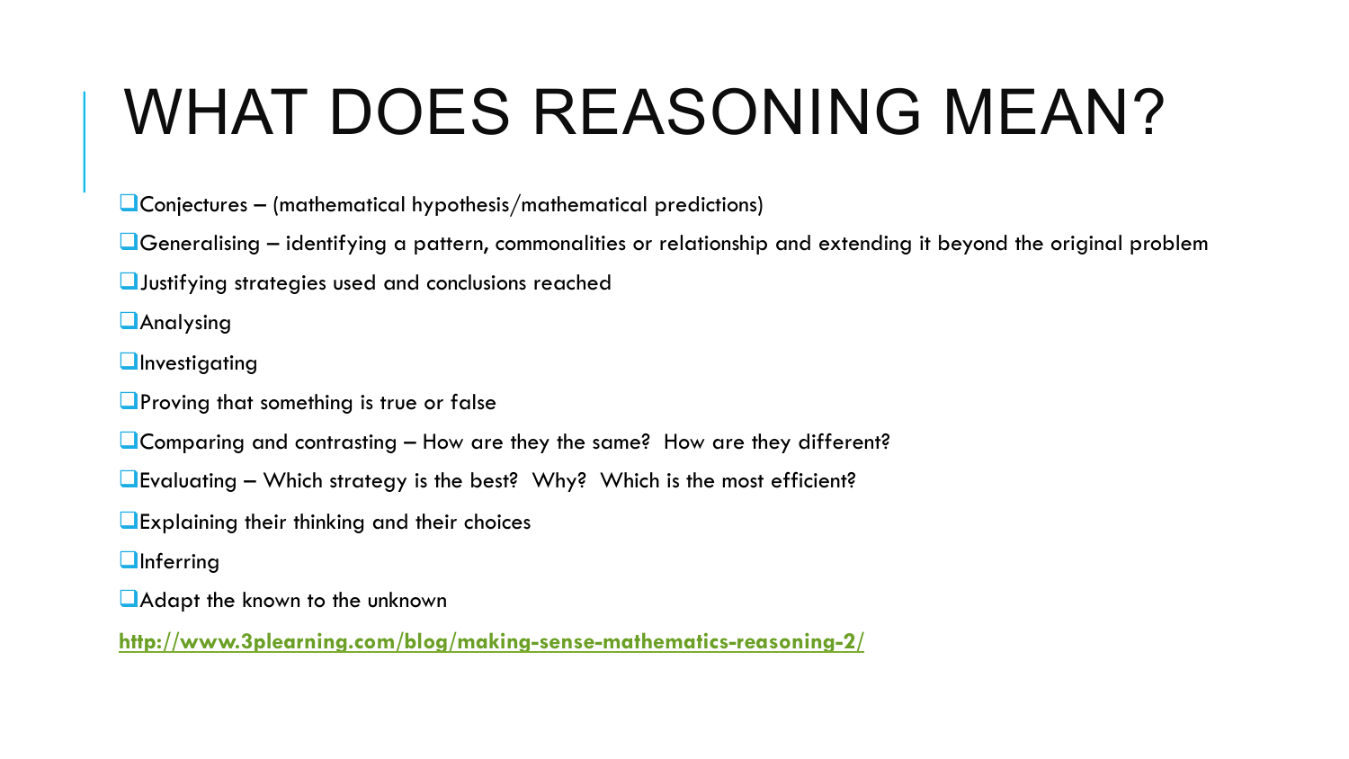# WHAT DOES REASONING MEAN?

- Conjectures – (mathematical hypothesis/mathematical predictions)
- Generalising – identifying a pattern, commonalities or relationship and extending it beyond the original problem
- Justifying strategies used and conclusions reached
- Analysing
- Investigating
- Proving that something is true or false
- Comparing and contrasting – How are they the same? How are they different?
- Evaluating – Which strategy is the best? Why? Which is the most efficient?
- Explaining their thinking and their choices
- Inferring
- Adapt the known to the unknown

http://www.3plearning.com/blog/making-sense-mathematics-reasoning-2/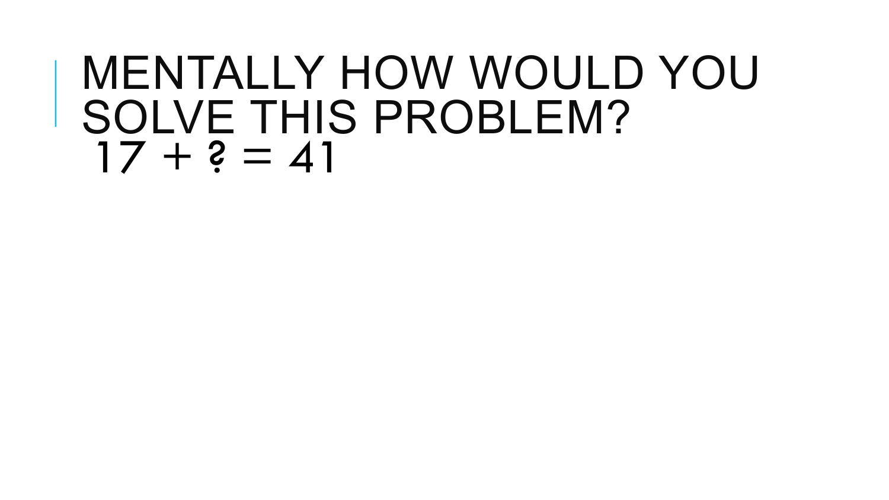# MENTALLY HOW WOULD YOU SOLVE THIS PROBLEM?

$17 + ? = 41$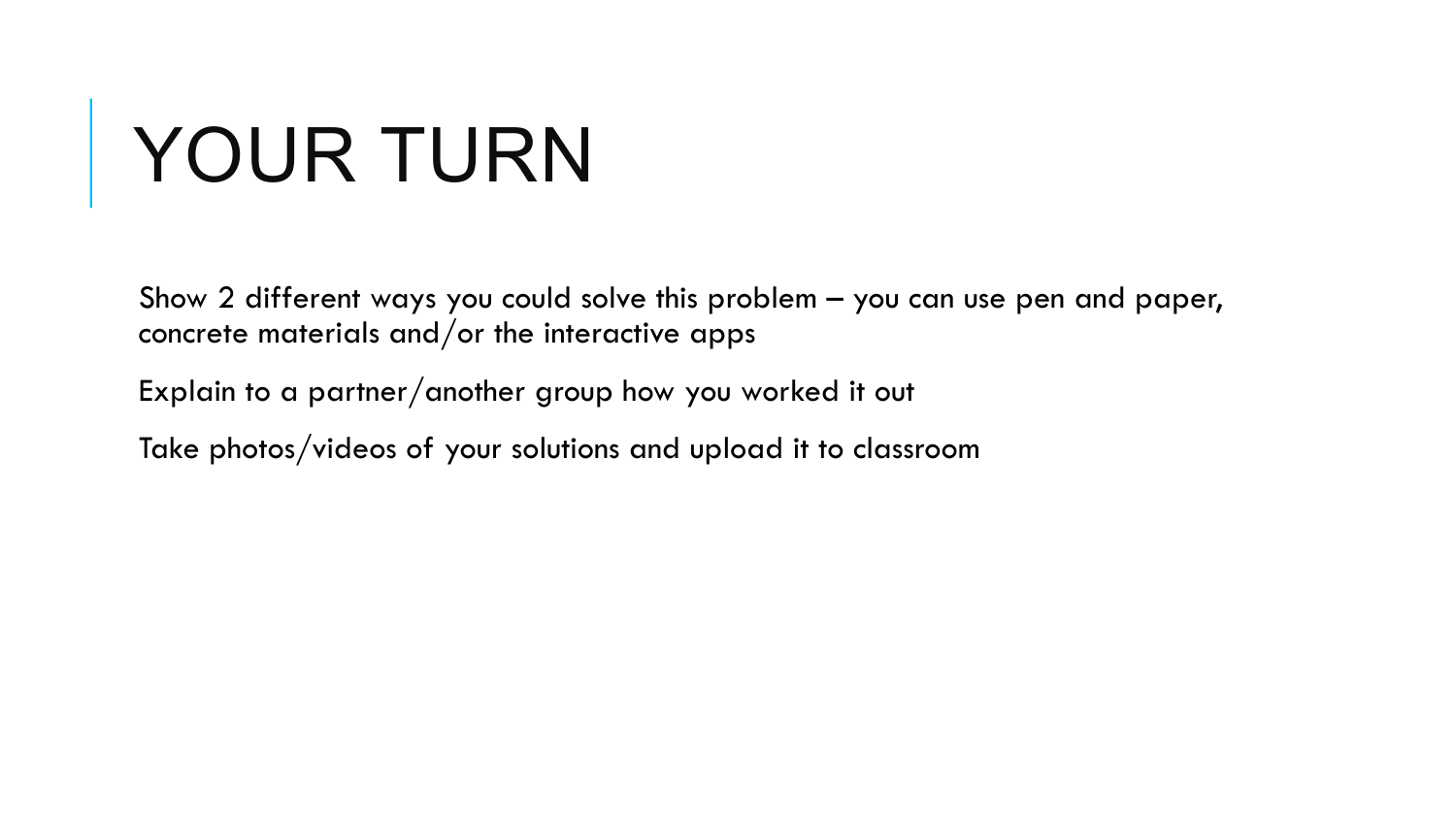# YOUR TURN

Show 2 different ways you could solve this problem – you can use pen and paper, concrete materials and/or the interactive apps

Explain to a partner/another group how you worked it out

Take photos/videos of your solutions and upload it to classroom